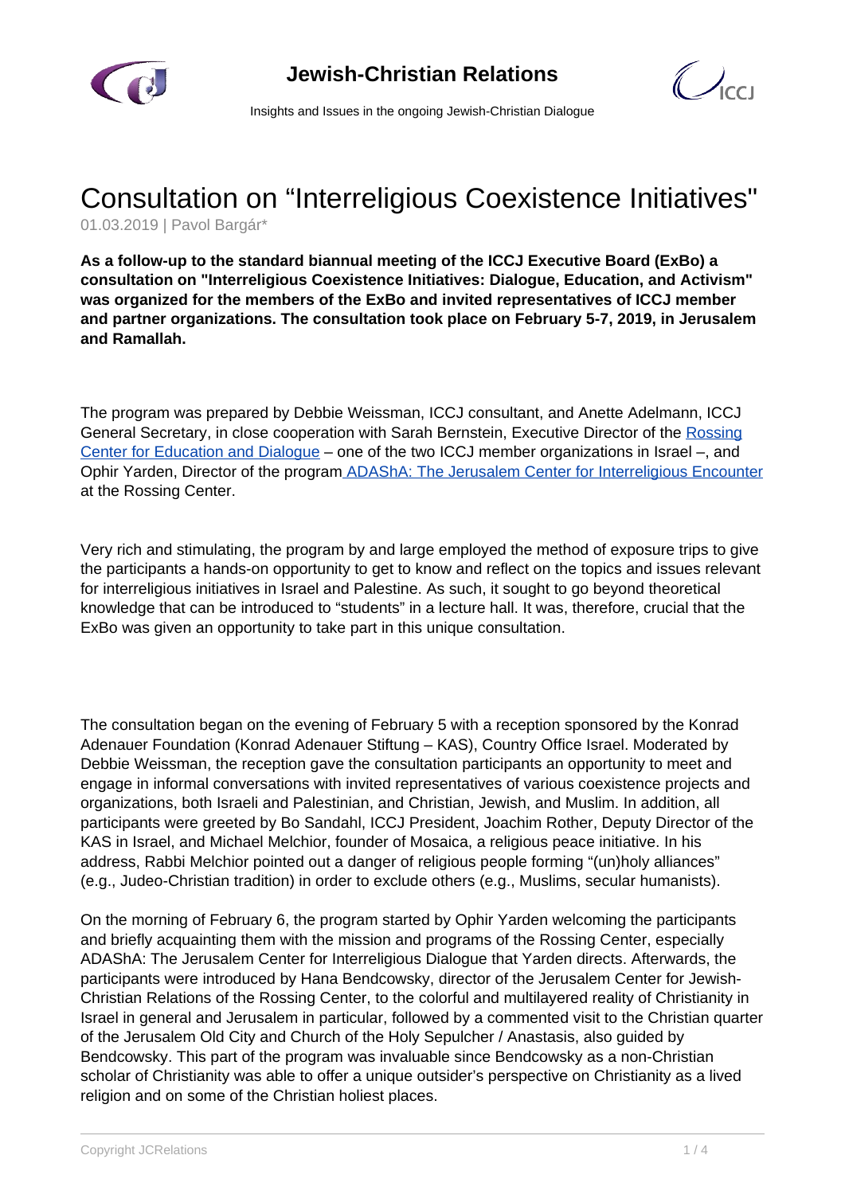# Consultation on “Interreligious Coexistence Initiatives"

01.03.2019 | Pavol Bargár*

**As a follow-up to the standard biannual meeting of the ICCJ Executive Board (ExBo) a consultation on "Interreligious Coexistence Initiatives: Dialogue, Education, and Activism" was organized for the members of the ExBo and invited representatives of ICCJ member and partner organizations. The consultation took place on February 5-7, 2019, in Jerusalem and Ramallah.**

The program was prepared by Debbie Weissman, ICCJ consultant, and Anette Adelmann, ICCJ General Secretary, in close cooperation with Sarah Bernstein, Executive Director of the Rossing Center for Education and Dialogue – one of the two ICCJ member organizations in Israel –, and Ophir Yarden, Director of the program ADAShA: The Jerusalem Center for Interreligious Encounter at the Rossing Center.

Very rich and stimulating, the program by and large employed the method of exposure trips to give the participants a hands-on opportunity to get to know and reflect on the topics and issues relevant for interreligious initiatives in Israel and Palestine. As such, it sought to go beyond theoretical knowledge that can be introduced to “students” in a lecture hall. It was, therefore, crucial that the ExBo was given an opportunity to take part in this unique consultation.

The consultation began on the evening of February 5 with a reception sponsored by the Konrad Adenauer Foundation (Konrad Adenauer Stiftung – KAS), Country Office Israel. Moderated by Debbie Weissman, the reception gave the consultation participants an opportunity to meet and engage in informal conversations with invited representatives of various coexistence projects and organizations, both Israeli and Palestinian, and Christian, Jewish, and Muslim. In addition, all participants were greeted by Bo Sandahl, ICCJ President, Joachim Rother, Deputy Director of the KAS in Israel, and Michael Melchior, founder of Mosaica, a religious peace initiative. In his address, Rabbi Melchior pointed out a danger of religious people forming “(un)holy alliances” (e.g., Judeo-Christian tradition) in order to exclude others (e.g., Muslims, secular humanists).

On the morning of February 6, the program started by Ophir Yarden welcoming the participants and briefly acquainting them with the mission and programs of the Rossing Center, especially ADAShA: The Jerusalem Center for Interreligious Dialogue that Yarden directs. Afterwards, the participants were introduced by Hana Bendcowsky, director of the Jerusalem Center for Jewish-Christian Relations of the Rossing Center, to the colorful and multilayered reality of Christianity in Israel in general and Jerusalem in particular, followed by a commented visit to the Christian quarter of the Jerusalem Old City and Church of the Holy Sepulcher / Anastasis, also guided by Bendcowsky. This part of the program was invaluable since Bendcowsky as a non-Christian scholar of Christianity was able to offer a unique outsider’s perspective on Christianity as a lived religion and on some of the Christian holiest places.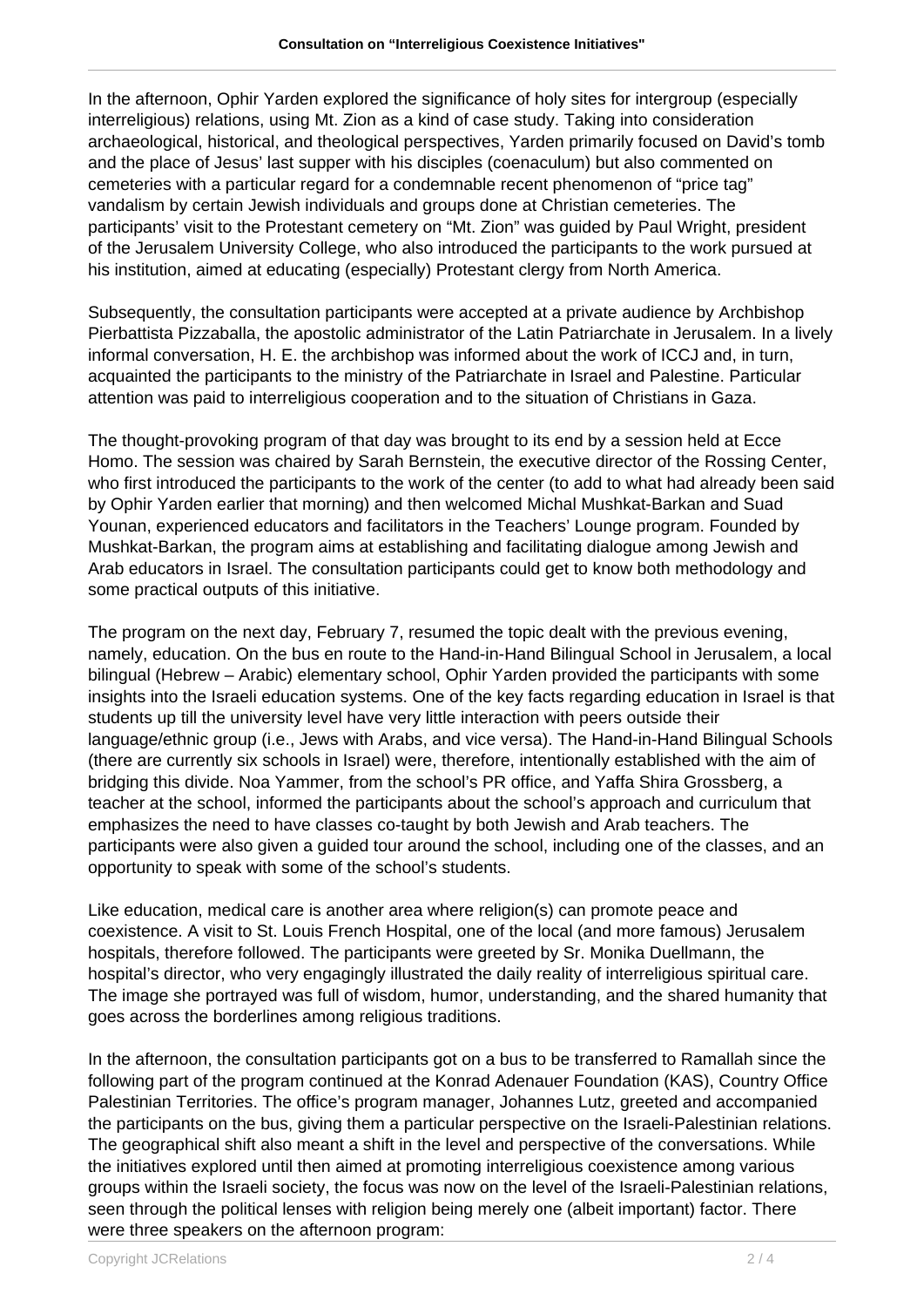In the afternoon, Ophir Yarden explored the significance of holy sites for intergroup (especially interreligious) relations, using Mt. Zion as a kind of case study. Taking into consideration archaeological, historical, and theological perspectives, Yarden primarily focused on David's tomb and the place of Jesus' last supper with his disciples (coenaculum) but also commented on cemeteries with a particular regard for a condemnable recent phenomenon of "price tag" vandalism by certain Jewish individuals and groups done at Christian cemeteries. The participants' visit to the Protestant cemetery on "Mt. Zion" was guided by Paul Wright, president of the Jerusalem University College, who also introduced the participants to the work pursued at his institution, aimed at educating (especially) Protestant clergy from North America.

Subsequently, the consultation participants were accepted at a private audience by Archbishop Pierbattista Pizzaballa, the apostolic administrator of the Latin Patriarchate in Jerusalem. In a lively informal conversation, H. E. the archbishop was informed about the work of ICCJ and, in turn, acquainted the participants to the ministry of the Patriarchate in Israel and Palestine. Particular attention was paid to interreligious cooperation and to the situation of Christians in Gaza.

The thought-provoking program of that day was brought to its end by a session held at Ecce Homo. The session was chaired by Sarah Bernstein, the executive director of the Rossing Center, who first introduced the participants to the work of the center (to add to what had already been said by Ophir Yarden earlier that morning) and then welcomed Michal Mushkat-Barkan and Suad Younan, experienced educators and facilitators in the Teachers' Lounge program. Founded by Mushkat-Barkan, the program aims at establishing and facilitating dialogue among Jewish and Arab educators in Israel. The consultation participants could get to know both methodology and some practical outputs of this initiative.

The program on the next day, February 7, resumed the topic dealt with the previous evening, namely, education. On the bus en route to the Hand-in-Hand Bilingual School in Jerusalem, a local bilingual (Hebrew – Arabic) elementary school, Ophir Yarden provided the participants with some insights into the Israeli education systems. One of the key facts regarding education in Israel is that students up till the university level have very little interaction with peers outside their language/ethnic group (i.e., Jews with Arabs, and vice versa). The Hand-in-Hand Bilingual Schools (there are currently six schools in Israel) were, therefore, intentionally established with the aim of bridging this divide. Noa Yammer, from the school's PR office, and Yaffa Shira Grossberg, a teacher at the school, informed the participants about the school's approach and curriculum that emphasizes the need to have classes co-taught by both Jewish and Arab teachers. The participants were also given a guided tour around the school, including one of the classes, and an opportunity to speak with some of the school's students.

Like education, medical care is another area where religion(s) can promote peace and coexistence. A visit to St. Louis French Hospital, one of the local (and more famous) Jerusalem hospitals, therefore followed. The participants were greeted by Sr. Monika Duellmann, the hospital's director, who very engagingly illustrated the daily reality of interreligious spiritual care. The image she portrayed was full of wisdom, humor, understanding, and the shared humanity that goes across the borderlines among religious traditions.

In the afternoon, the consultation participants got on a bus to be transferred to Ramallah since the following part of the program continued at the Konrad Adenauer Foundation (KAS), Country Office Palestinian Territories. The office's program manager, Johannes Lutz, greeted and accompanied the participants on the bus, giving them a particular perspective on the Israeli-Palestinian relations. The geographical shift also meant a shift in the level and perspective of the conversations. While the initiatives explored until then aimed at promoting interreligious coexistence among various groups within the Israeli society, the focus was now on the level of the Israeli-Palestinian relations, seen through the political lenses with religion being merely one (albeit important) factor. There were three speakers on the afternoon program: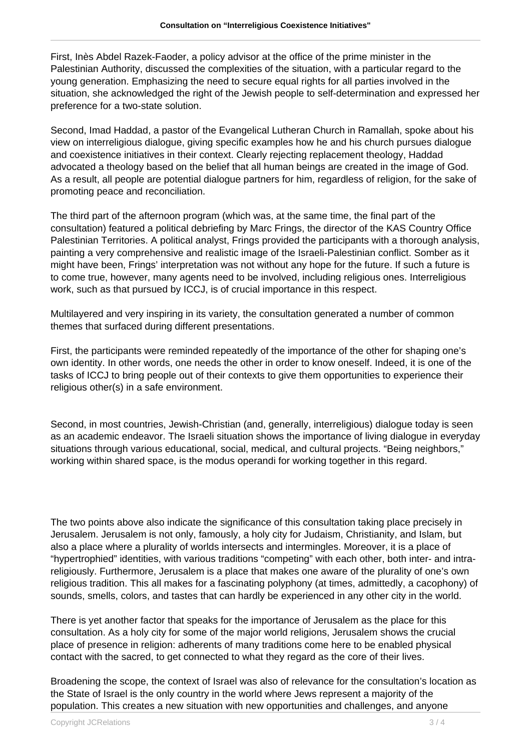First, Inès Abdel Razek-Faoder, a policy advisor at the office of the prime minister in the Palestinian Authority, discussed the complexities of the situation, with a particular regard to the young generation. Emphasizing the need to secure equal rights for all parties involved in the situation, she acknowledged the right of the Jewish people to self-determination and expressed her preference for a two-state solution.

Second, Imad Haddad, a pastor of the Evangelical Lutheran Church in Ramallah, spoke about his view on interreligious dialogue, giving specific examples how he and his church pursues dialogue and coexistence initiatives in their context. Clearly rejecting replacement theology, Haddad advocated a theology based on the belief that all human beings are created in the image of God. As a result, all people are potential dialogue partners for him, regardless of religion, for the sake of promoting peace and reconciliation.

The third part of the afternoon program (which was, at the same time, the final part of the consultation) featured a political debriefing by Marc Frings, the director of the KAS Country Office Palestinian Territories. A political analyst, Frings provided the participants with a thorough analysis, painting a very comprehensive and realistic image of the Israeli-Palestinian conflict. Somber as it might have been, Frings' interpretation was not without any hope for the future. If such a future is to come true, however, many agents need to be involved, including religious ones. Interreligious work, such as that pursued by ICCJ, is of crucial importance in this respect.

Multilayered and very inspiring in its variety, the consultation generated a number of common themes that surfaced during different presentations.

First, the participants were reminded repeatedly of the importance of the other for shaping one's own identity. In other words, one needs the other in order to know oneself. Indeed, it is one of the tasks of ICCJ to bring people out of their contexts to give them opportunities to experience their religious other(s) in a safe environment.

Second, in most countries, Jewish-Christian (and, generally, interreligious) dialogue today is seen as an academic endeavor. The Israeli situation shows the importance of living dialogue in everyday situations through various educational, social, medical, and cultural projects. "Being neighbors," working within shared space, is the modus operandi for working together in this regard.

The two points above also indicate the significance of this consultation taking place precisely in Jerusalem. Jerusalem is not only, famously, a holy city for Judaism, Christianity, and Islam, but also a place where a plurality of worlds intersects and intermingles. Moreover, it is a place of "hypertrophied" identities, with various traditions "competing" with each other, both inter- and intra-religiously. Furthermore, Jerusalem is a place that makes one aware of the plurality of one's own religious tradition. This all makes for a fascinating polyphony (at times, admittedly, a cacophony) of sounds, smells, colors, and tastes that can hardly be experienced in any other city in the world.

There is yet another factor that speaks for the importance of Jerusalem as the place for this consultation. As a holy city for some of the major world religions, Jerusalem shows the crucial place of presence in religion: adherents of many traditions come here to be enabled physical contact with the sacred, to get connected to what they regard as the core of their lives.

Broadening the scope, the context of Israel was also of relevance for the consultation's location as the State of Israel is the only country in the world where Jews represent a majority of the population. This creates a new situation with new opportunities and challenges, and anyone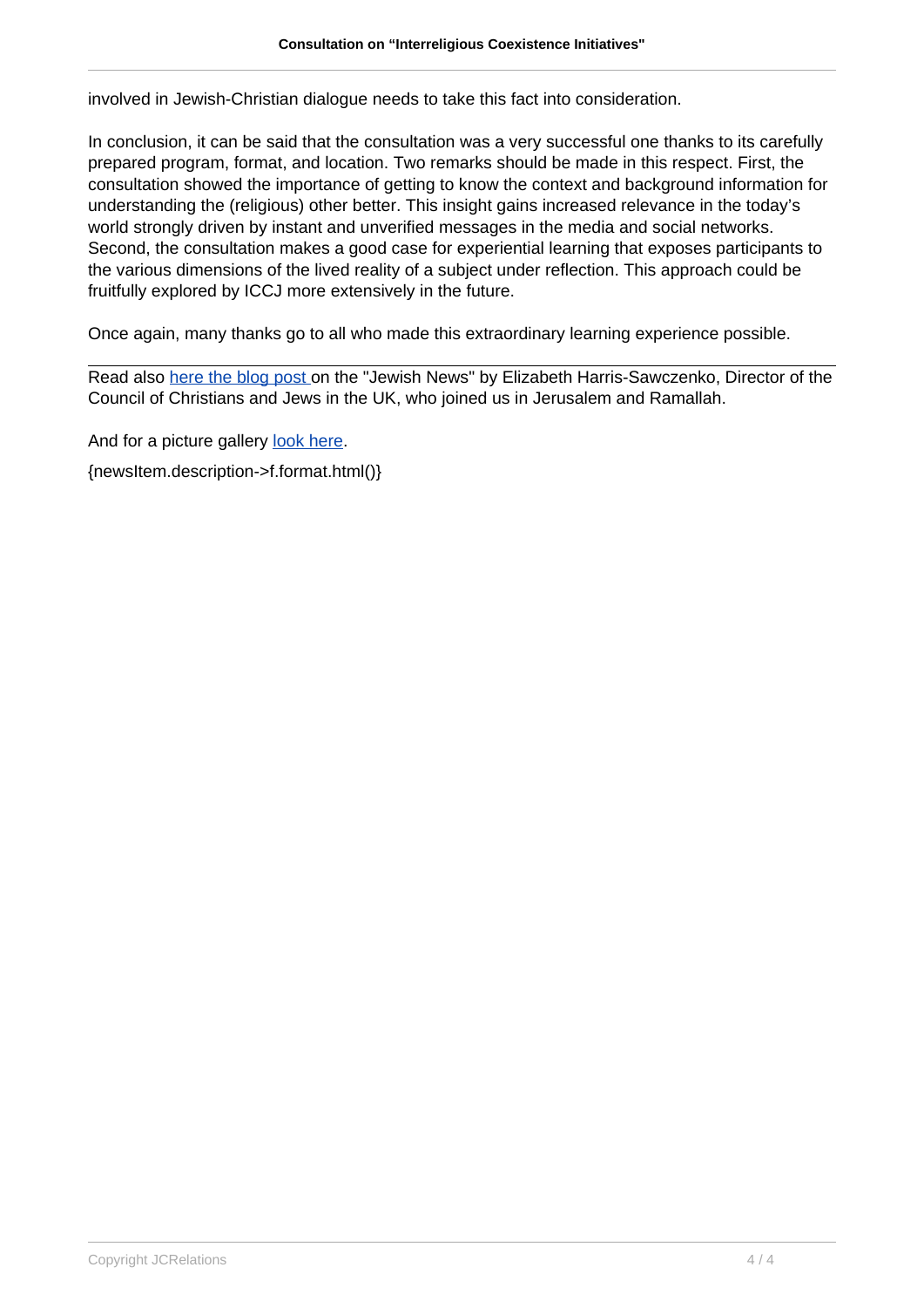involved in Jewish-Christian dialogue needs to take this fact into consideration.

In conclusion, it can be said that the consultation was a very successful one thanks to its carefully prepared program, format, and location. Two remarks should be made in this respect. First, the consultation showed the importance of getting to know the context and background information for understanding the (religious) other better. This insight gains increased relevance in the today's world strongly driven by instant and unverified messages in the media and social networks. Second, the consultation makes a good case for experiential learning that exposes participants to the various dimensions of the lived reality of a subject under reflection. This approach could be fruitfully explored by ICCJ more extensively in the future.

Once again, many thanks go to all who made this extraordinary learning experience possible.

---

Read also here the blog post on the "Jewish News" by Elizabeth Harris-Sawczenko, Director of the Council of Christians and Jews in the UK, who joined us in Jerusalem and Ramallah.

And for a picture gallery look here.

{newsItem.description->f.format.html()}